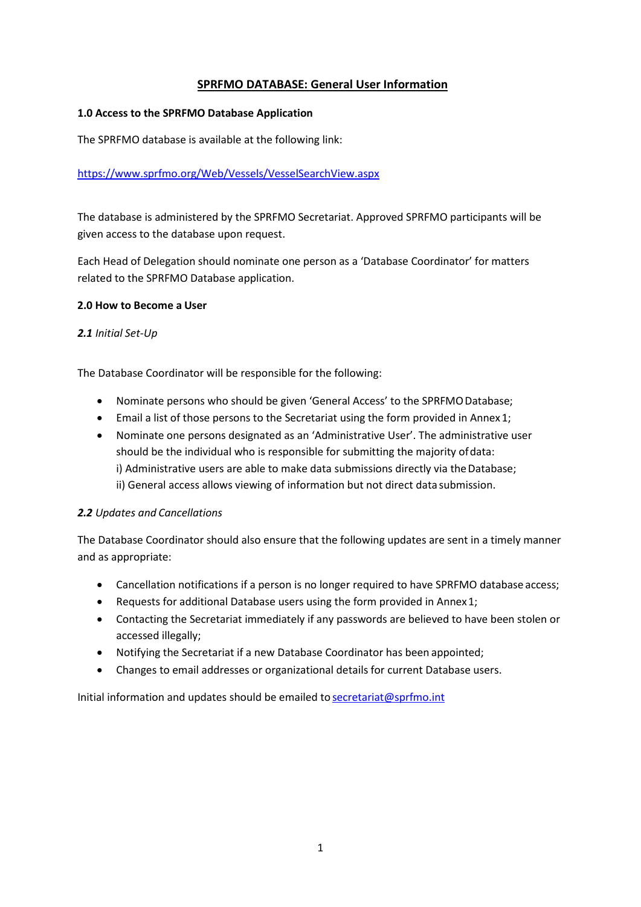# SPRFMO DATABASE: General User Information

## 1.0 Access to the SPRFMO Database Application

The SPRFMO database is available at the following link:

https://www.sprfmo.org/Web/Vessels/VesselSearchView.aspx

The database is administered by the SPRFMO Secretariat. Approved SPRFMO participants will be given access to the database upon request.

Each Head of Delegation should nominate one person as a 'Database Coordinator' for matters related to the SPRFMO Database application.

## 2.0 How to Become a User

### *2.1 Initial Set-Up*

The Database Coordinator will be responsible for the following:

- Nominate persons who should be given 'General Access' to the SPRFMO Database;
- Email a list of those persons to the Secretariat using the form provided in Annex 1;
- Nominate one persons designated as an 'Administrative User'. The administrative user should be the individual who is responsible for submitting the majority of data:
  i) Administrative users are able to make data submissions directly via the Database;
  ii) General access allows viewing of information but not direct data submission.

### *2.2 Updates and Cancellations*

The Database Coordinator should also ensure that the following updates are sent in a timely manner and as appropriate:

- Cancellation notifications if a person is no longer required to have SPRFMO database access;
- Requests for additional Database users using the form provided in Annex 1;
- Contacting the Secretariat immediately if any passwords are believed to have been stolen or accessed illegally;
- Notifying the Secretariat if a new Database Coordinator has been appointed;
- Changes to email addresses or organizational details for current Database users.

Initial information and updates should be emailed to secretariat@sprfmo.int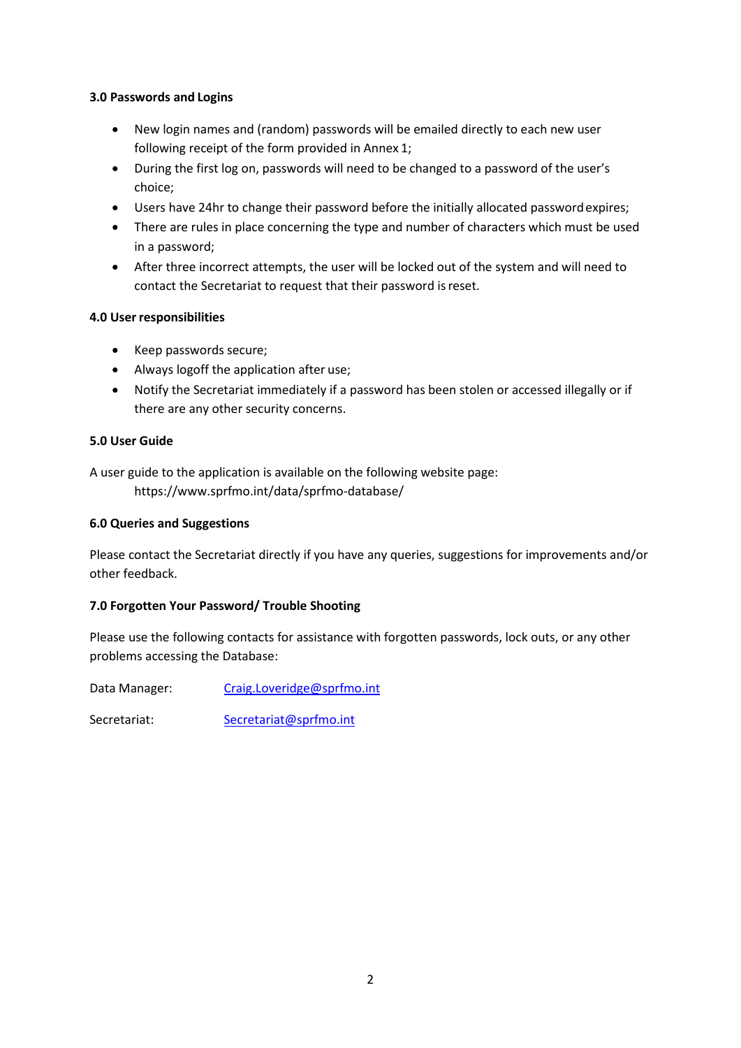**3.0 Passwords and Logins**

- New login names and (random) passwords will be emailed directly to each new user following receipt of the form provided in Annex 1;
- During the first log on, passwords will need to be changed to a password of the user's choice;
- Users have 24hr to change their password before the initially allocated password expires;
- There are rules in place concerning the type and number of characters which must be used in a password;
- After three incorrect attempts, the user will be locked out of the system and will need to contact the Secretariat to request that their password is reset.

**4.0 User responsibilities**

- Keep passwords secure;
- Always logoff the application after use;
- Notify the Secretariat immediately if a password has been stolen or accessed illegally or if there are any other security concerns.

**5.0 User Guide**

A user guide to the application is available on the following website page:

https://www.sprfmo.int/data/sprfmo-database/

**6.0 Queries and Suggestions**

Please contact the Secretariat directly if you have any queries, suggestions for improvements and/or other feedback.

**7.0 Forgotten Your Password/ Trouble Shooting**

Please use the following contacts for assistance with forgotten passwords, lock outs, or any other problems accessing the Database:

Data Manager: Craig.Loveridge@sprfmo.int

Secretariat: Secretariat@sprfmo.int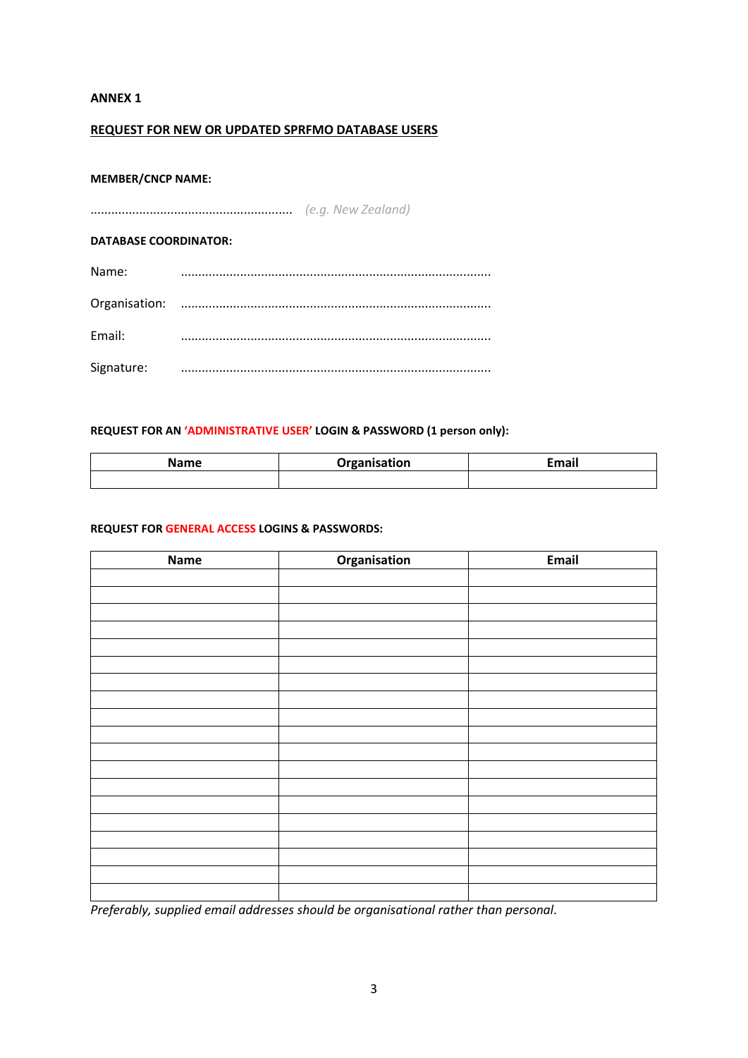**ANNEX 1**

**REQUEST FOR NEW OR UPDATED SPRFMO DATABASE USERS**

**MEMBER/CNCP NAME:**

.......................................................... *(e.g. New Zealand)*

**DATABASE COORDINATOR:**

Name: ........................................................................................

Organisation: ........................................................................................

Email: ........................................................................................

Signature: ........................................................................................

**REQUEST FOR AN 'ADMINISTRATIVE USER' LOGIN & PASSWORD (1 person only):**

| Name | Organisation | Email |
|---|---|---|
| | | |

**REQUEST FOR GENERAL ACCESS LOGINS & PASSWORDS:**

| Name | Organisation | Email |
|---|---|---|
| | | |
| | | |
| | | |
| | | |
| | | |
| | | |
| | | |
| | | |
| | | |
| | | |
| | | |
| | | |
| | | |
| | | |
| | | |
| | | |
| | | |
| | | |
| | | |

*Preferably, supplied email addresses should be organisational rather than personal.*